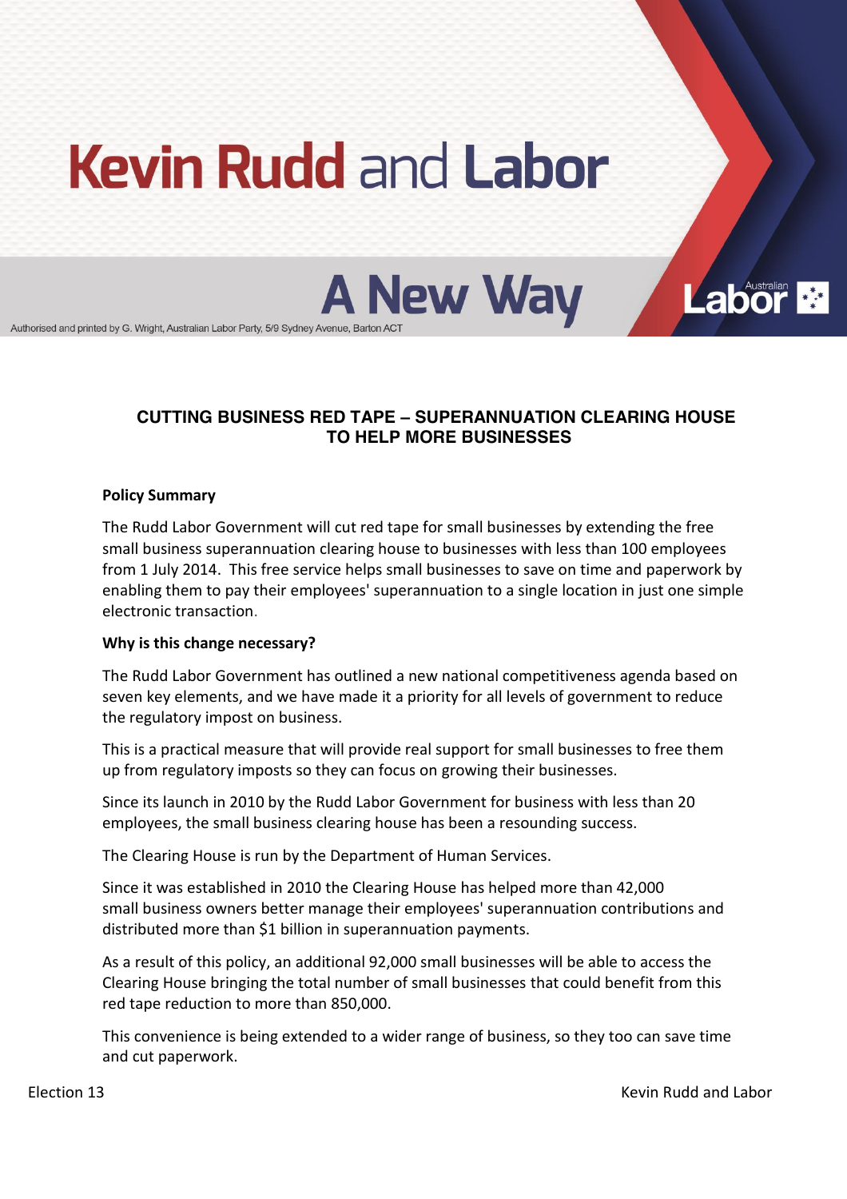# Kevin Rudd and Labor

## A New Way

Authorised and printed by G. Wright, Australian Labor Party, 5/9 Sydney Avenue, Barton ACT

### CUTTING BUSINESS RED TAPE – SUPERANNUATION CLEARING HOUSE TO HELP MORE BUSINESSES

**Policy Summary**

The Rudd Labor Government will cut red tape for small businesses by extending the free small business superannuation clearing house to businesses with less than 100 employees from 1 July 2014. This free service helps small businesses to save on time and paperwork by enabling them to pay their employees' superannuation to a single location in just one simple electronic transaction.

**Why is this change necessary?**

The Rudd Labor Government has outlined a new national competitiveness agenda based on seven key elements, and we have made it a priority for all levels of government to reduce the regulatory impost on business.

This is a practical measure that will provide real support for small businesses to free them up from regulatory imposts so they can focus on growing their businesses.

Since its launch in 2010 by the Rudd Labor Government for business with less than 20 employees, the small business clearing house has been a resounding success.

The Clearing House is run by the Department of Human Services.

Since it was established in 2010 the Clearing House has helped more than 42,000 small business owners better manage their employees' superannuation contributions and distributed more than $1 billion in superannuation payments.

As a result of this policy, an additional 92,000 small businesses will be able to access the Clearing House bringing the total number of small businesses that could benefit from this red tape reduction to more than 850,000.

This convenience is being extended to a wider range of business, so they too can save time and cut paperwork.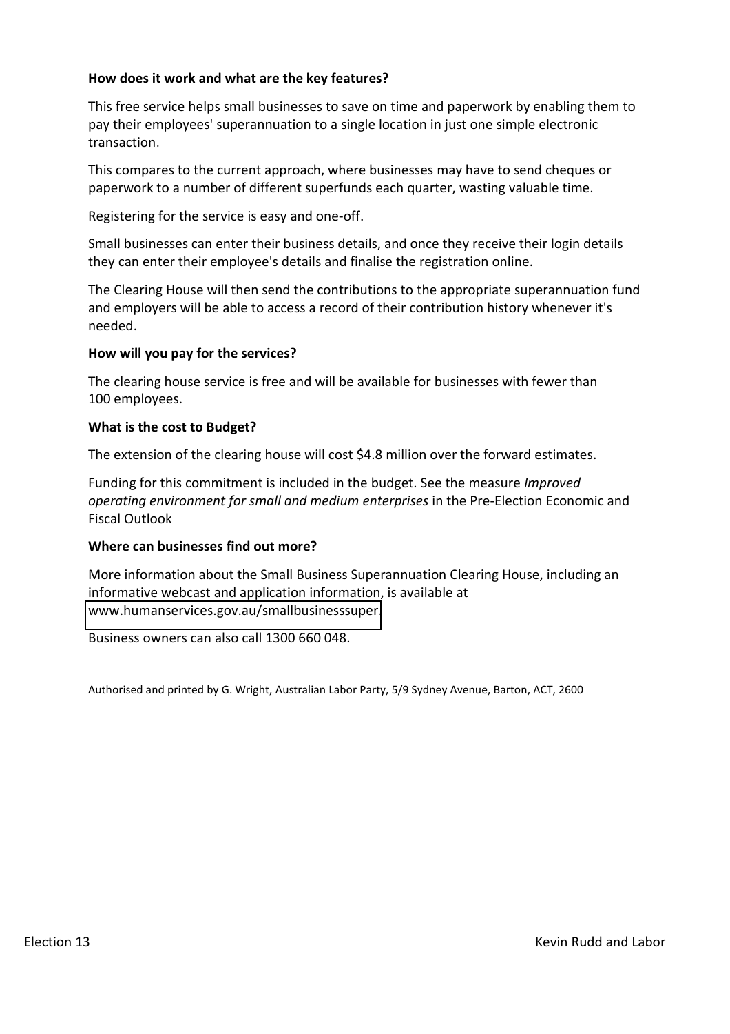**How does it work and what are the key features?**

This free service helps small businesses to save on time and paperwork by enabling them to pay their employees' superannuation to a single location in just one simple electronic transaction.

This compares to the current approach, where businesses may have to send cheques or paperwork to a number of different superfunds each quarter, wasting valuable time.

Registering for the service is easy and one-off.

Small businesses can enter their business details, and once they receive their login details they can enter their employee's details and finalise the registration online.

The Clearing House will then send the contributions to the appropriate superannuation fund and employers will be able to access a record of their contribution history whenever it's needed.

**How will you pay for the services?**

The clearing house service is free and will be available for businesses with fewer than 100 employees.

**What is the cost to Budget?**

The extension of the clearing house will cost $4.8 million over the forward estimates.

Funding for this commitment is included in the budget. See the measure *Improved operating environment for small and medium enterprises* in the Pre-Election Economic and Fiscal Outlook

**Where can businesses find out more?**

More information about the Small Business Superannuation Clearing House, including an informative webcast and application information, is available at www.humanservices.gov.au/smallbusinesssuper.

Business owners can also call 1300 660 048.

Authorised and printed by G. Wright, Australian Labor Party, 5/9 Sydney Avenue, Barton, ACT, 2600